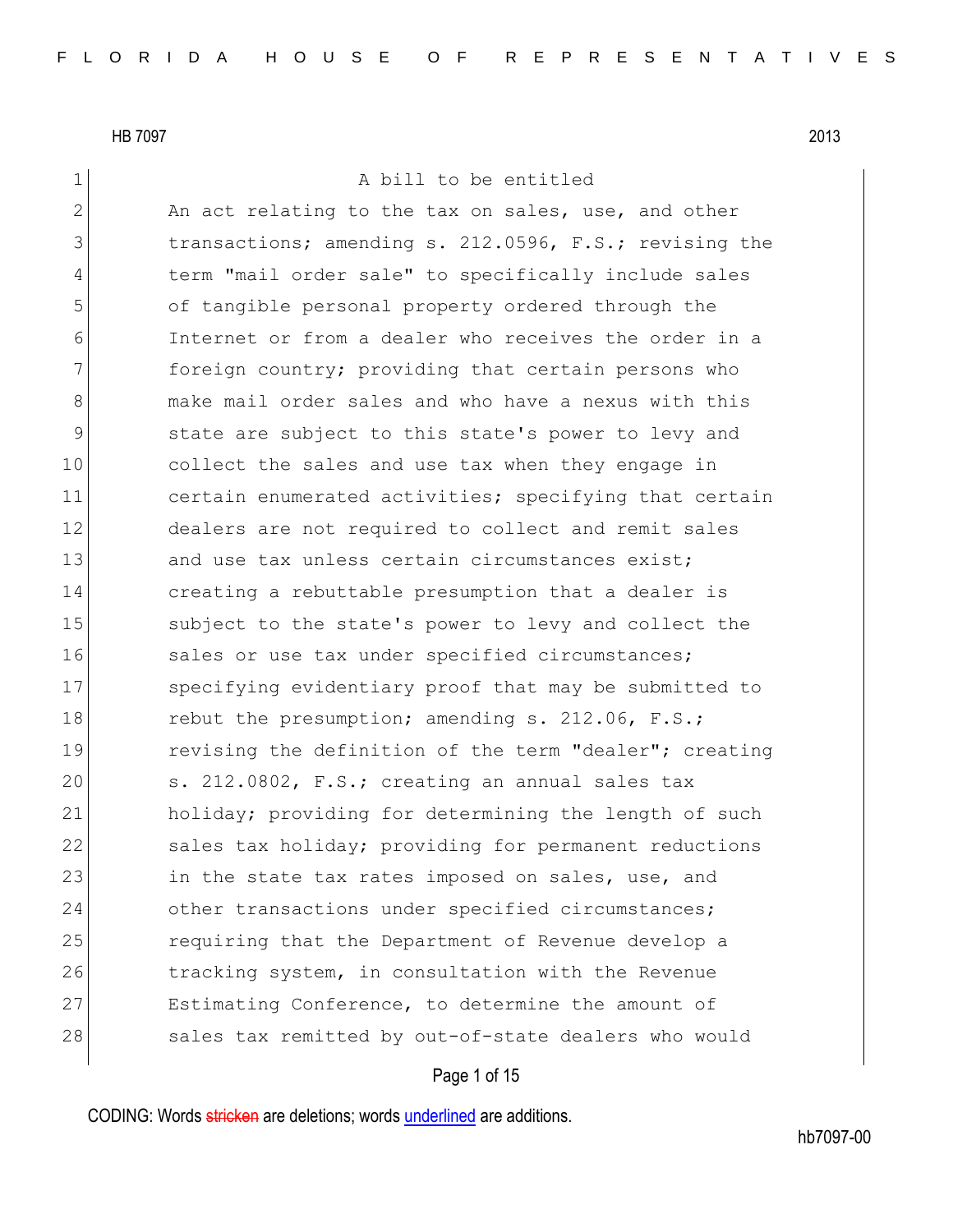HB 7097 2013

A bill to be entitled

An act relating to the tax on sales, use, and other transactions; amending s. 212.0596, F.S.; revising the term "mail order sale" to specifically include sales of tangible personal property ordered through the Internet or from a dealer who receives the order in a foreign country; providing that certain persons who make mail order sales and who have a nexus with this state are subject to this state's power to levy and collect the sales and use tax when they engage in certain enumerated activities; specifying that certain dealers are not required to collect and remit sales and use tax unless certain circumstances exist; creating a rebuttable presumption that a dealer is subject to the state's power to levy and collect the sales or use tax under specified circumstances; specifying evidentiary proof that may be submitted to rebut the presumption; amending s. 212.06, F.S.; revising the definition of the term "dealer"; creating s. 212.0802, F.S.; creating an annual sales tax holiday; providing for determining the length of such sales tax holiday; providing for permanent reductions in the state tax rates imposed on sales, use, and other transactions under specified circumstances; requiring that the Department of Revenue develop a tracking system, in consultation with the Revenue Estimating Conference, to determine the amount of sales tax remitted by out-of-state dealers who would

CODING: Words stricken are deletions; words underlined are additions.

hb7097-00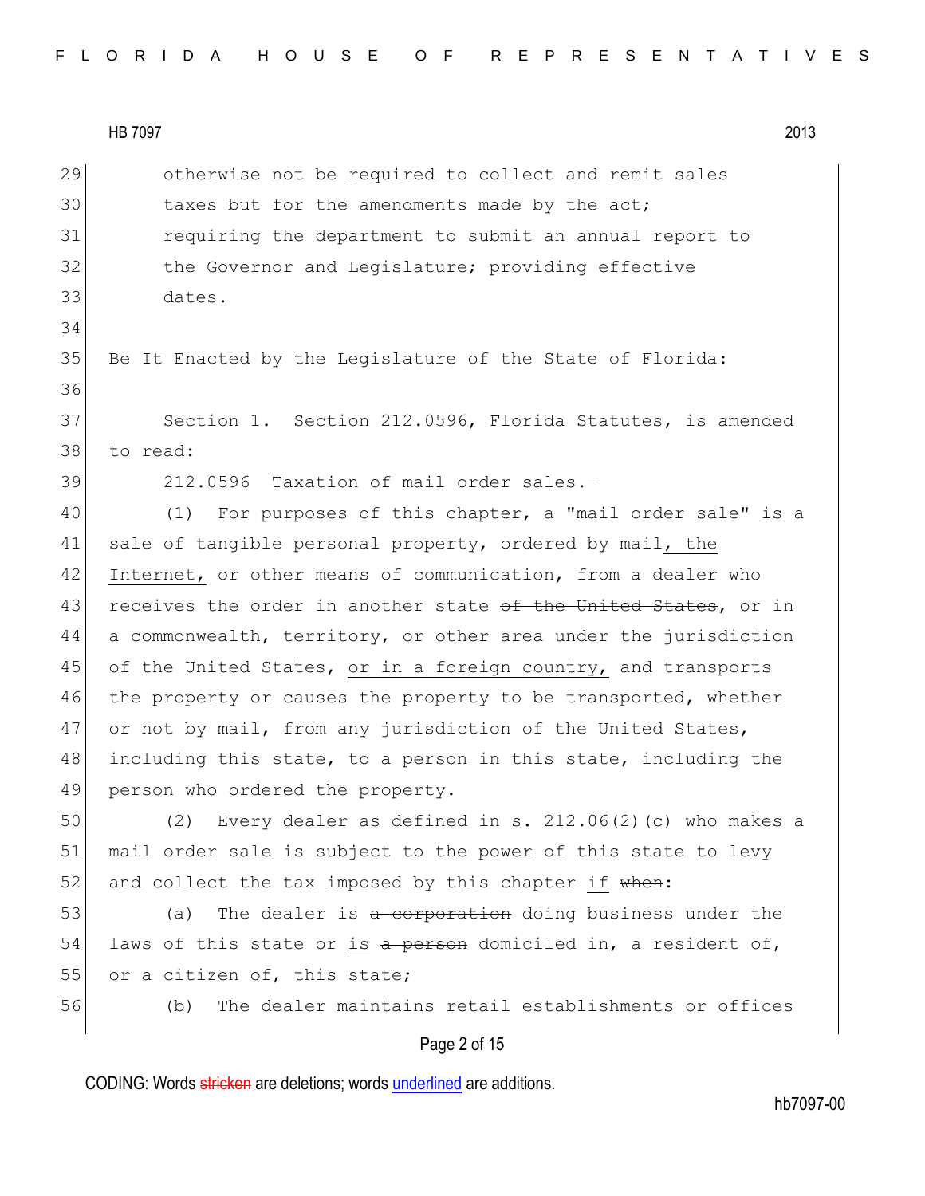otherwise not be required to collect and remit sales taxes but for the amendments made by the act; requiring the department to submit an annual report to the Governor and Legislature; providing effective dates.

Be It Enacted by the Legislature of the State of Florida:

Section 1. Section 212.0596, Florida Statutes, is amended to read:

212.0596 Taxation of mail order sales.—

(1) For purposes of this chapter, a "mail order sale" is a sale of tangible personal property, ordered by mail, the Internet, or other means of communication, from a dealer who receives the order in another state ~~of the United States~~, or in a commonwealth, territory, or other area under the jurisdiction of the United States, or in a foreign country, and transports the property or causes the property to be transported, whether or not by mail, from any jurisdiction of the United States, including this state, to a person in this state, including the person who ordered the property.

(2) Every dealer as defined in s. 212.06(2)(c) who makes a mail order sale is subject to the power of this state to levy and collect the tax imposed by this chapter if ~~when~~:

(a) The dealer is ~~a corporation~~ doing business under the laws of this state or is ~~a person~~ domiciled in, a resident of, or a citizen of, this state;

(b) The dealer maintains retail establishments or offices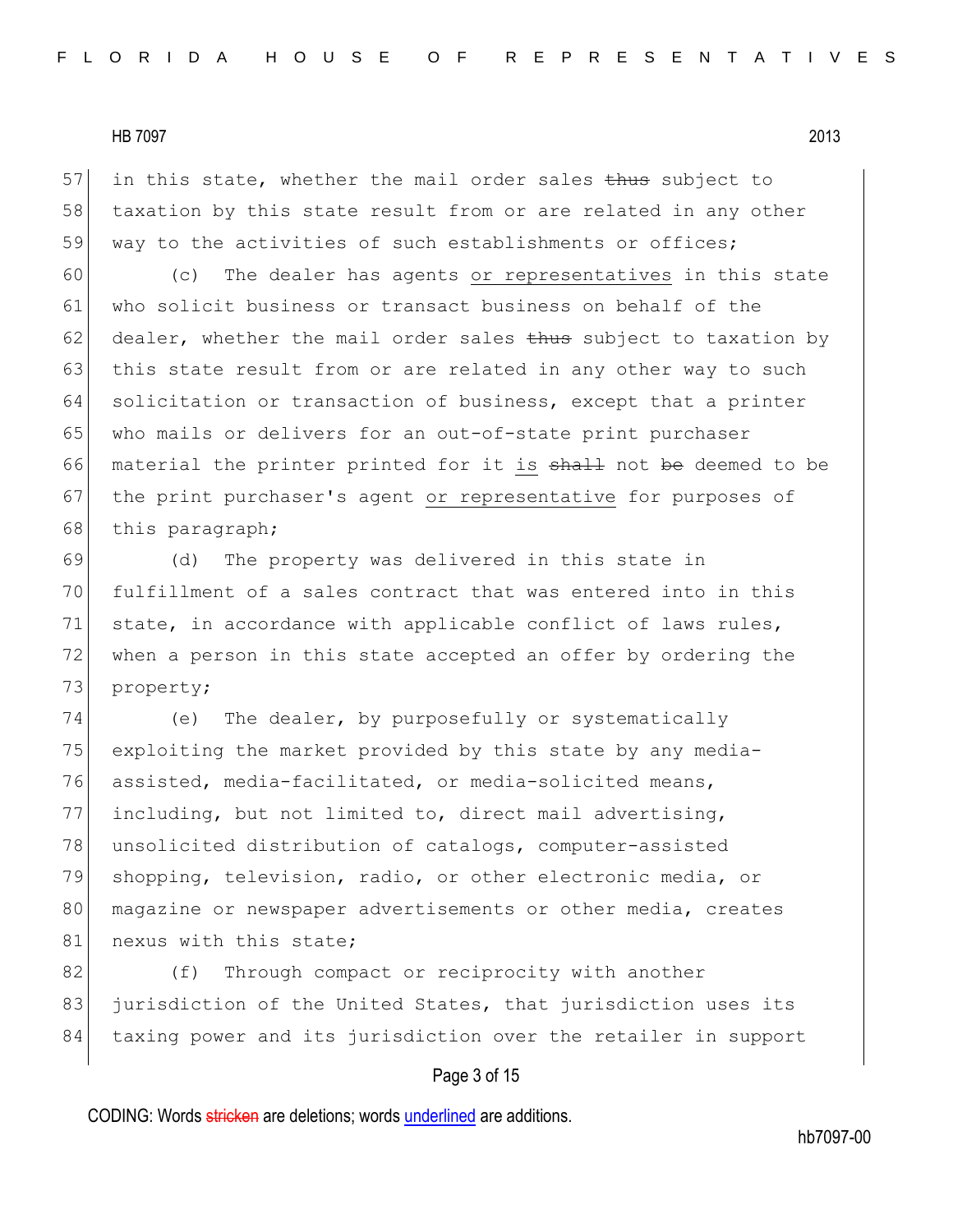in this state, whether the mail order sales ~~thus~~ subject to taxation by this state result from or are related in any other way to the activities of such establishments or offices;

(c) The dealer has agents <u>or representatives</u> in this state who solicit business or transact business on behalf of the dealer, whether the mail order sales ~~thus~~ subject to taxation by this state result from or are related in any other way to such solicitation or transaction of business, except that a printer who mails or delivers for an out-of-state print purchaser material the printer printed for it <u>is</u> ~~shall~~ not ~~be~~ deemed to be the print purchaser's agent <u>or representative</u> for purposes of this paragraph;

(d) The property was delivered in this state in fulfillment of a sales contract that was entered into in this state, in accordance with applicable conflict of laws rules, when a person in this state accepted an offer by ordering the property;

(e) The dealer, by purposefully or systematically exploiting the market provided by this state by any media-assisted, media-facilitated, or media-solicited means, including, but not limited to, direct mail advertising, unsolicited distribution of catalogs, computer-assisted shopping, television, radio, or other electronic media, or magazine or newspaper advertisements or other media, creates nexus with this state;

(f) Through compact or reciprocity with another jurisdiction of the United States, that jurisdiction uses its taxing power and its jurisdiction over the retailer in support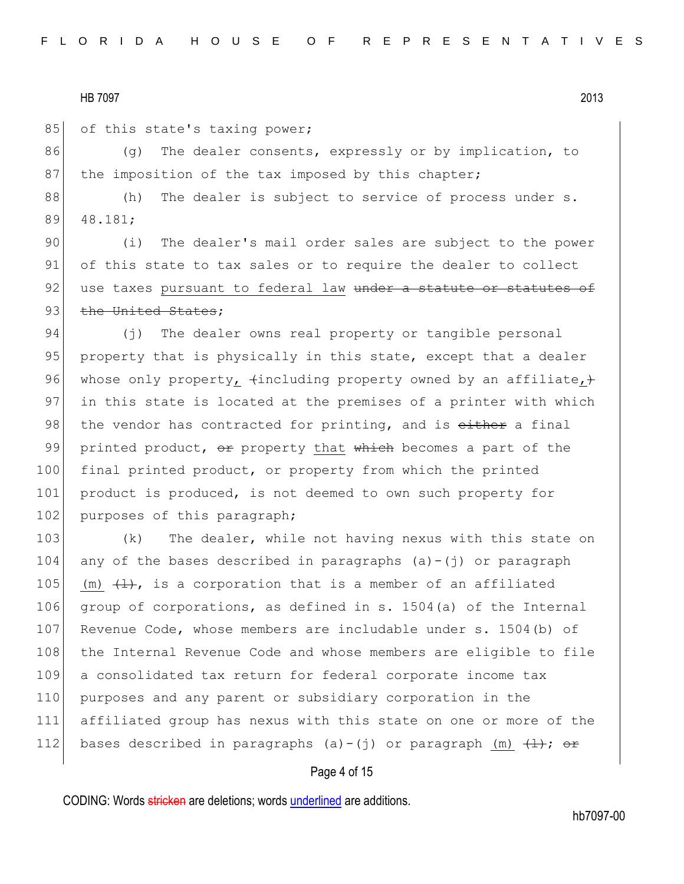of this state's taxing power;

(g) The dealer consents, expressly or by implication, to the imposition of the tax imposed by this chapter;

(h) The dealer is subject to service of process under s. 48.181;

(i) The dealer's mail order sales are subject to the power of this state to tax sales or to require the dealer to collect use taxes <u>pursuant to federal law</u> ~~under a statute or statutes of the United States~~;

(j) The dealer owns real property or tangible personal property that is physically in this state, except that a dealer whose only property<u>,</u> ~~(~~including property owned by an affiliate<u>,</u>~~)~~ in this state is located at the premises of a printer with which the vendor has contracted for printing, and is ~~either~~ a final printed product, ~~or~~ property <u>that</u> ~~which~~ becomes a part of the final printed product, or property from which the printed product is produced, is not deemed to own such property for purposes of this paragraph;

(k) The dealer, while not having nexus with this state on any of the bases described in paragraphs (a)-(j) or paragraph <u>(m)</u> ~~(l)~~, is a corporation that is a member of an affiliated group of corporations, as defined in s. 1504(a) of the Internal Revenue Code, whose members are includable under s. 1504(b) of the Internal Revenue Code and whose members are eligible to file a consolidated tax return for federal corporate income tax purposes and any parent or subsidiary corporation in the affiliated group has nexus with this state on one or more of the bases described in paragraphs (a)-(j) or paragraph <u>(m)</u> ~~(l)~~; ~~or~~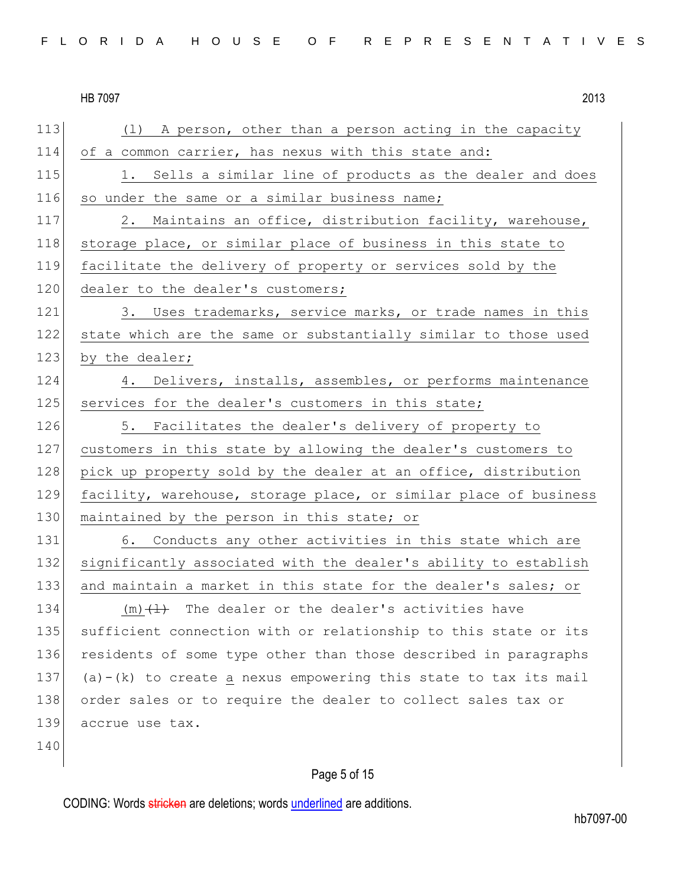(l) A person, other than a person acting in the capacity of a common carrier, has nexus with this state and:

1. Sells a similar line of products as the dealer and does so under the same or a similar business name;

2. Maintains an office, distribution facility, warehouse, storage place, or similar place of business in this state to facilitate the delivery of property or services sold by the dealer to the dealer's customers;

3. Uses trademarks, service marks, or trade names in this state which are the same or substantially similar to those used by the dealer;

4. Delivers, installs, assembles, or performs maintenance services for the dealer's customers in this state;

5. Facilitates the dealer's delivery of property to customers in this state by allowing the dealer's customers to pick up property sold by the dealer at an office, distribution facility, warehouse, storage place, or similar place of business maintained by the person in this state; or

6. Conducts any other activities in this state which are significantly associated with the dealer's ability to establish and maintain a market in this state for the dealer's sales; or

(m) ~~(l)~~ The dealer or the dealer's activities have sufficient connection with or relationship to this state or its residents of some type other than those described in paragraphs (a)-(k) to create a nexus empowering this state to tax its mail order sales or to require the dealer to collect sales tax or accrue use tax.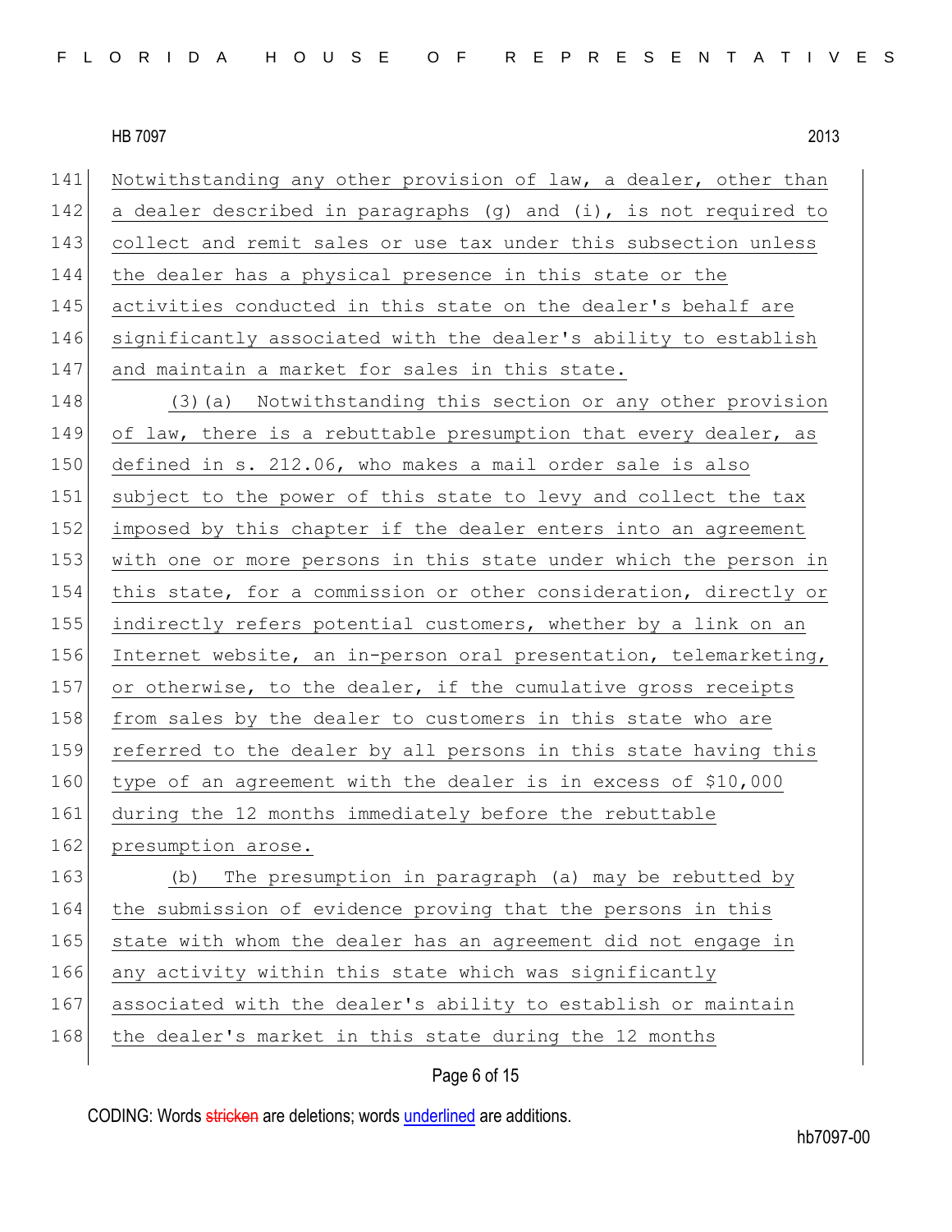Notwithstanding any other provision of law, a dealer, other than a dealer described in paragraphs (g) and (i), is not required to collect and remit sales or use tax under this subsection unless the dealer has a physical presence in this state or the activities conducted in this state on the dealer's behalf are significantly associated with the dealer's ability to establish and maintain a market for sales in this state.

(3)(a) Notwithstanding this section or any other provision of law, there is a rebuttable presumption that every dealer, as defined in s. 212.06, who makes a mail order sale is also subject to the power of this state to levy and collect the tax imposed by this chapter if the dealer enters into an agreement with one or more persons in this state under which the person in this state, for a commission or other consideration, directly or indirectly refers potential customers, whether by a link on an Internet website, an in-person oral presentation, telemarketing, or otherwise, to the dealer, if the cumulative gross receipts from sales by the dealer to customers in this state who are referred to the dealer by all persons in this state having this type of an agreement with the dealer is in excess of $10,000 during the 12 months immediately before the rebuttable presumption arose.

(b) The presumption in paragraph (a) may be rebutted by the submission of evidence proving that the persons in this state with whom the dealer has an agreement did not engage in any activity within this state which was significantly associated with the dealer's ability to establish or maintain the dealer's market in this state during the 12 months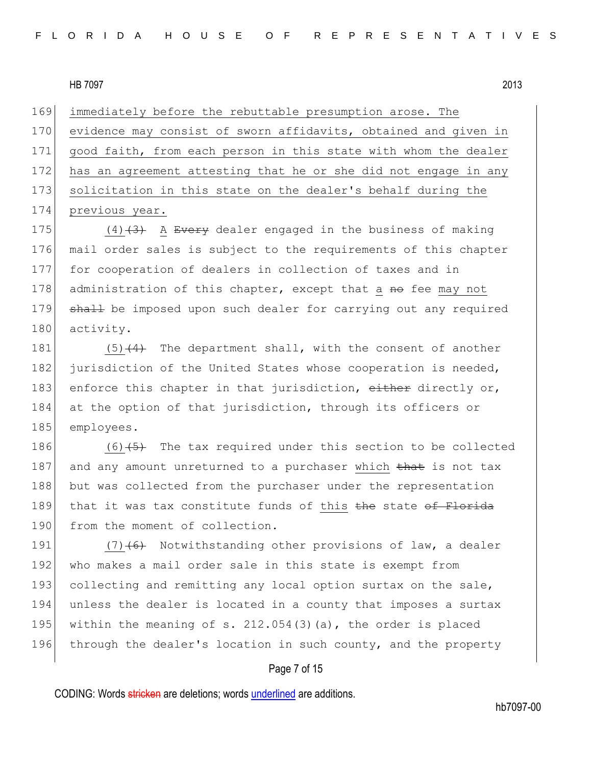169 immediately before the rebuttable presumption arose. The
170 evidence may consist of sworn affidavits, obtained and given in
171 good faith, from each person in this state with whom the dealer
172 has an agreement attesting that he or she did not engage in any
173 solicitation in this state on the dealer's behalf during the
174 previous year.

175 (4)~~(3)~~ A ~~Every~~ dealer engaged in the business of making
176 mail order sales is subject to the requirements of this chapter
177 for cooperation of dealers in collection of taxes and in
178 administration of this chapter, except that a ~~no~~ fee may not
179 ~~shall~~ be imposed upon such dealer for carrying out any required
180 activity.

181 (5)~~(4)~~ The department shall, with the consent of another
182 jurisdiction of the United States whose cooperation is needed,
183 enforce this chapter in that jurisdiction, ~~either~~ directly or,
184 at the option of that jurisdiction, through its officers or
185 employees.

186 (6)~~(5)~~ The tax required under this section to be collected
187 and any amount unreturned to a purchaser which ~~that~~ is not tax
188 but was collected from the purchaser under the representation
189 that it was tax constitute funds of this ~~the~~ state ~~of Florida~~
190 from the moment of collection.

191 (7)~~(6)~~ Notwithstanding other provisions of law, a dealer
192 who makes a mail order sale in this state is exempt from
193 collecting and remitting any local option surtax on the sale,
194 unless the dealer is located in a county that imposes a surtax
195 within the meaning of s. 212.054(3)(a), the order is placed
196 through the dealer's location in such county, and the property

CODING: Words ~~stricken~~ are deletions; words underlined are additions.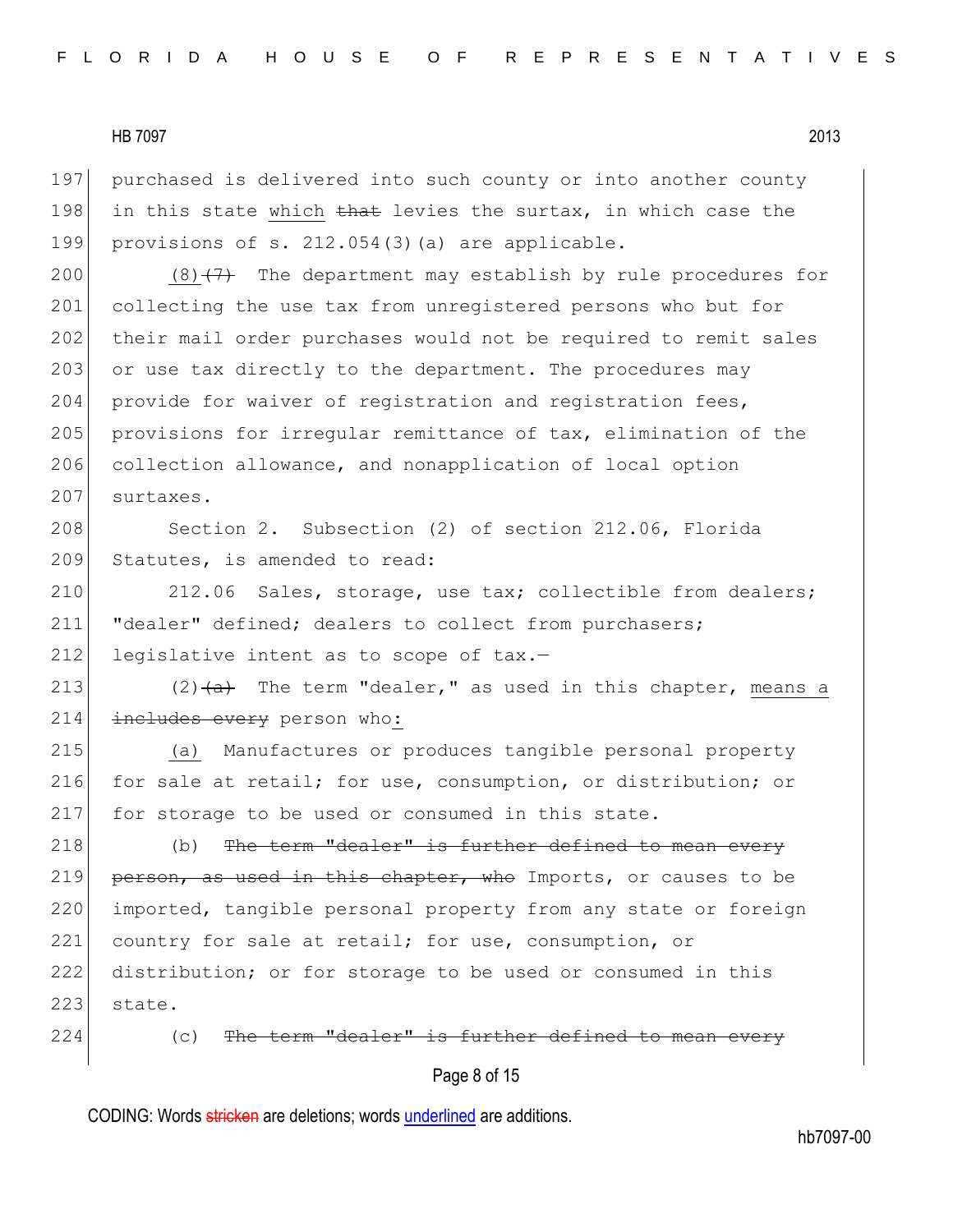197 purchased is delivered into such county or into another county
198 in this state which ~~that~~ levies the surtax, in which case the
199 provisions of s. 212.054(3)(a) are applicable.

200 (8)~~(7)~~ The department may establish by rule procedures for
201 collecting the use tax from unregistered persons who but for
202 their mail order purchases would not be required to remit sales
203 or use tax directly to the department. The procedures may
204 provide for waiver of registration and registration fees,
205 provisions for irregular remittance of tax, elimination of the
206 collection allowance, and nonapplication of local option
207 surtaxes.

208 Section 2. Subsection (2) of section 212.06, Florida
209 Statutes, is amended to read:

210 212.06 Sales, storage, use tax; collectible from dealers;
211 "dealer" defined; dealers to collect from purchasers;
212 legislative intent as to scope of tax.—

213 (2)~~(a)~~ The term "dealer," as used in this chapter, means a
214 ~~includes every~~ person who:

215 (a) Manufactures or produces tangible personal property
216 for sale at retail; for use, consumption, or distribution; or
217 for storage to be used or consumed in this state.

218 (b) ~~The term "dealer" is further defined to mean every~~
219 ~~person, as used in this chapter, who~~ Imports, or causes to be
220 imported, tangible personal property from any state or foreign
221 country for sale at retail; for use, consumption, or
222 distribution; or for storage to be used or consumed in this
223 state.

224 (c) ~~The term "dealer" is further defined to mean every~~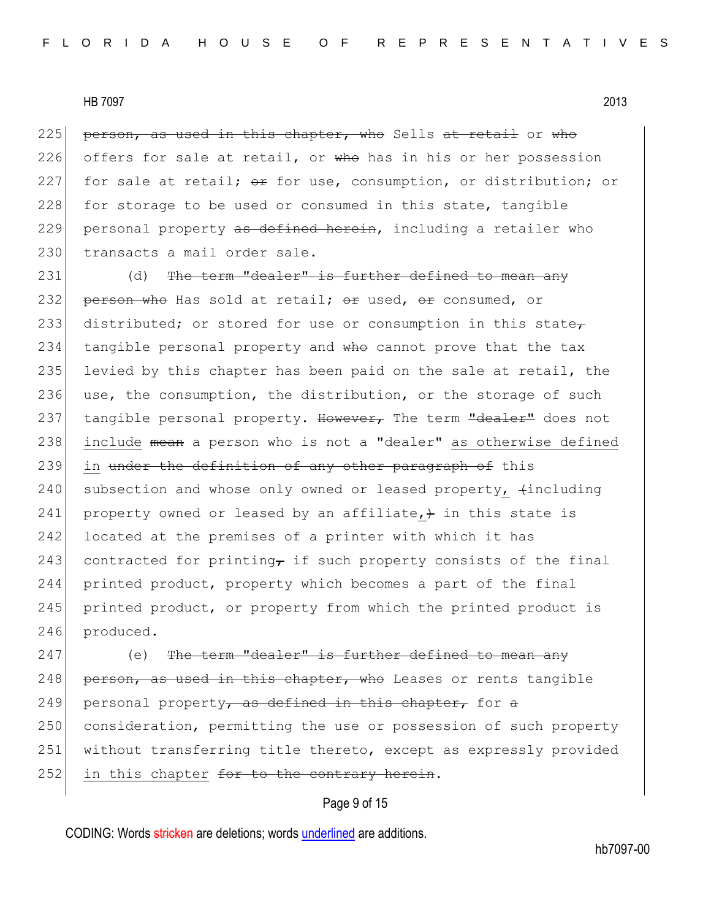~~person, as used in this chapter, who~~ Sells ~~at retail~~ or ~~who~~ offers for sale at retail, or ~~who~~ has in his or her possession for sale at retail; ~~or~~ for use, consumption, or distribution; or for storage to be used or consumed in this state, tangible personal property ~~as defined herein~~, including a retailer who transacts a mail order sale.

(d) ~~The term "dealer" is further defined to mean any person who~~ Has sold at retail; ~~or~~ used, ~~or~~ consumed, or distributed; or stored for use or consumption in this state~~,~~ tangible personal property and ~~who~~ cannot prove that the tax levied by this chapter has been paid on the sale at retail, the use, the consumption, the distribution, or the storage of such tangible personal property. ~~However,~~ The term ~~"dealer"~~ does not <u>include</u> ~~mean~~ a person who is not a "dealer" <u>as otherwise defined in</u> ~~under the definition of any other paragraph of~~ this subsection and whose only owned or leased property<u>,</u> ~~(~~including property owned or leased by an affiliate<u>,</u>~~)~~ in this state is located at the premises of a printer with which it has contracted for printing~~,~~ if such property consists of the final printed product, property which becomes a part of the final printed product, or property from which the printed product is produced.

(e) ~~The term "dealer" is further defined to mean any person, as used in this chapter, who~~ Leases or rents tangible personal property~~, as defined in this chapter,~~ for ~~a~~ consideration, permitting the use or possession of such property without transferring title thereto, except as expressly provided <u>in this chapter</u> ~~for to the contrary herein~~.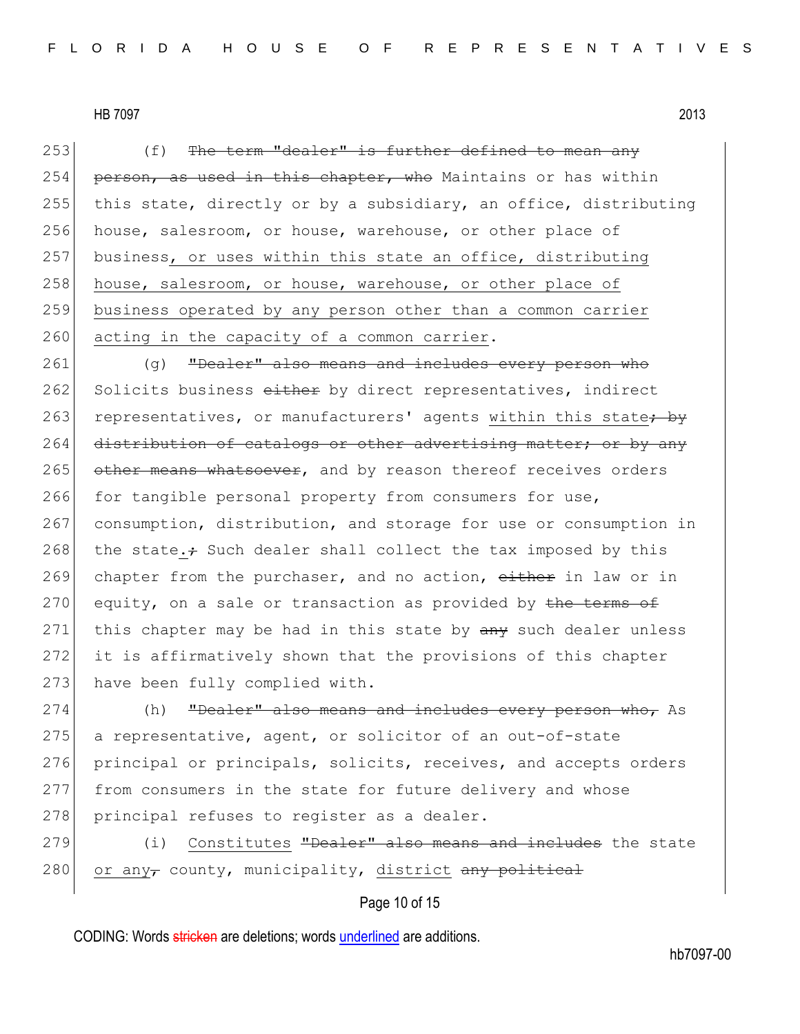253 (f) ~~The term "dealer" is further defined to mean any~~
254 ~~person, as used in this chapter, who~~ Maintains or has within
255 this state, directly or by a subsidiary, an office, distributing
256 house, salesroom, or house, warehouse, or other place of
257 business<u>, or uses within this state an office, distributing</u>
258 <u>house, salesroom, or house, warehouse, or other place of</u>
259 <u>business operated by any person other than a common carrier</u>
260 <u>acting in the capacity of a common carrier</u>.

261 (g) ~~"Dealer" also means and includes every person who~~
262 Solicits business ~~either~~ by direct representatives, indirect
263 representatives, or manufacturers' agents <u>within this state</u>~~; by~~
264 ~~distribution of catalogs or other advertising matter; or by any~~
265 ~~other means whatsoever~~, and by reason thereof receives orders
266 for tangible personal property from consumers for use,
267 consumption, distribution, and storage for use or consumption in
268 the state<u>.</u>~~;~~ Such dealer shall collect the tax imposed by this
269 chapter from the purchaser, and no action, ~~either~~ in law or in
270 equity, on a sale or transaction as provided by ~~the terms of~~
271 this chapter may be had in this state by ~~any~~ such dealer unless
272 it is affirmatively shown that the provisions of this chapter
273 have been fully complied with.

274 (h) ~~"Dealer" also means and includes every person who,~~ As
275 a representative, agent, or solicitor of an out-of-state
276 principal or principals, solicits, receives, and accepts orders
277 from consumers in the state for future delivery and whose
278 principal refuses to register as a dealer.

279 (i) <u>Constitutes</u> ~~"Dealer" also means and includes~~ the state
280 <u>or any</u>~~,~~ county, municipality, <u>district</u> ~~any political~~

CODING: Words ~~stricken~~ are deletions; words <u>underlined</u> are additions.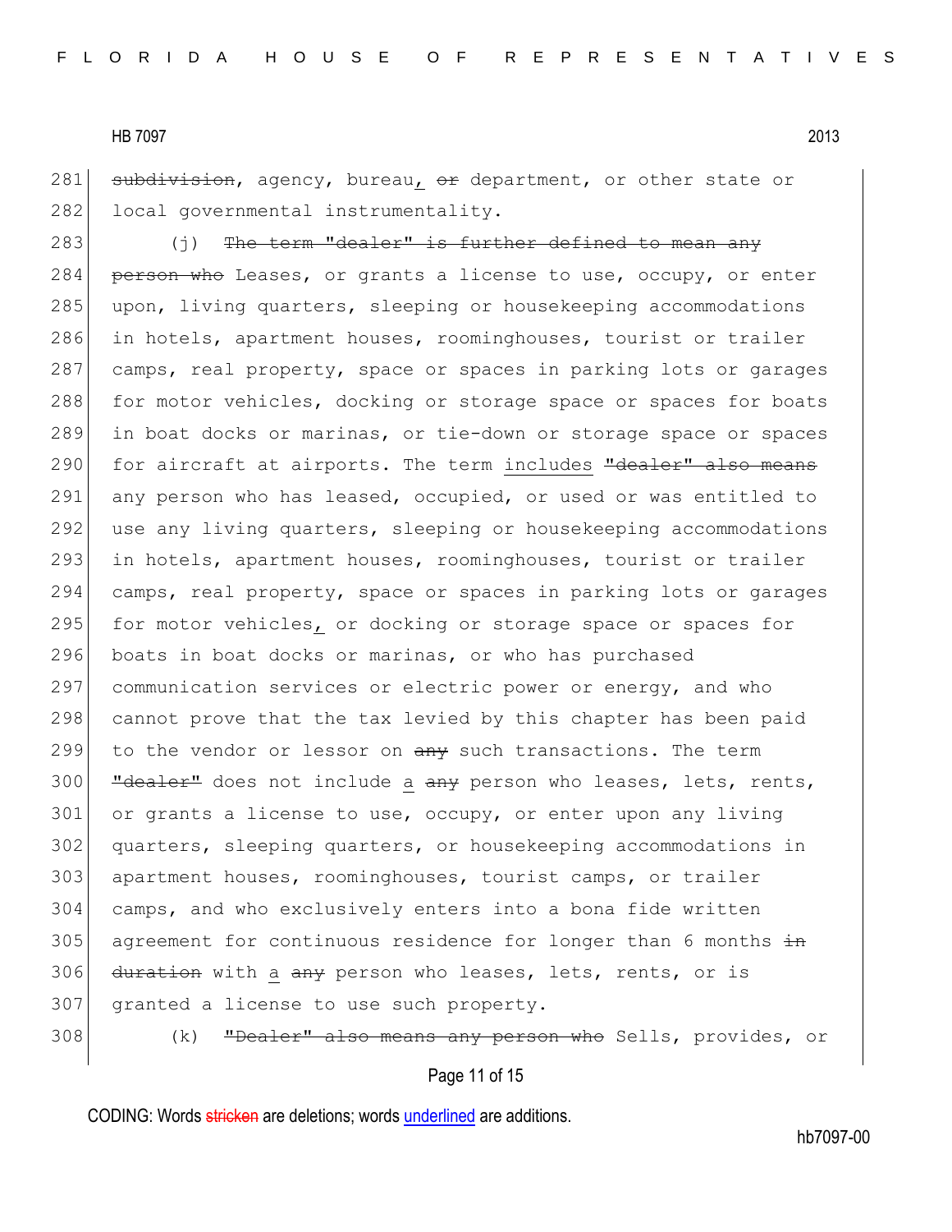281 ~~subdivision~~, agency, bureau, ~~or~~ department, or other state or
282 local governmental instrumentality.

283 (j) ~~The term "dealer" is further defined to mean any~~
284 ~~person who~~ Leases, or grants a license to use, occupy, or enter
285 upon, living quarters, sleeping or housekeeping accommodations
286 in hotels, apartment houses, roominghouses, tourist or trailer
287 camps, real property, space or spaces in parking lots or garages
288 for motor vehicles, docking or storage space or spaces for boats
289 in boat docks or marinas, or tie-down or storage space or spaces
290 for aircraft at airports. The term <u>includes</u> ~~"dealer" also means~~
291 any person who has leased, occupied, or used or was entitled to
292 use any living quarters, sleeping or housekeeping accommodations
293 in hotels, apartment houses, roominghouses, tourist or trailer
294 camps, real property, space or spaces in parking lots or garages
295 for motor vehicles<u>,</u> or docking or storage space or spaces for
296 boats in boat docks or marinas, or who has purchased
297 communication services or electric power or energy, and who
298 cannot prove that the tax levied by this chapter has been paid
299 to the vendor or lessor on ~~any~~ such transactions. The term
300 ~~"dealer"~~ does not include <u>a</u> ~~any~~ person who leases, lets, rents,
301 or grants a license to use, occupy, or enter upon any living
302 quarters, sleeping quarters, or housekeeping accommodations in
303 apartment houses, roominghouses, tourist camps, or trailer
304 camps, and who exclusively enters into a bona fide written
305 agreement for continuous residence for longer than 6 months ~~in~~
306 ~~duration~~ with <u>a</u> ~~any~~ person who leases, lets, rents, or is
307 granted a license to use such property.

308 (k) ~~"Dealer" also means any person who~~ Sells, provides, or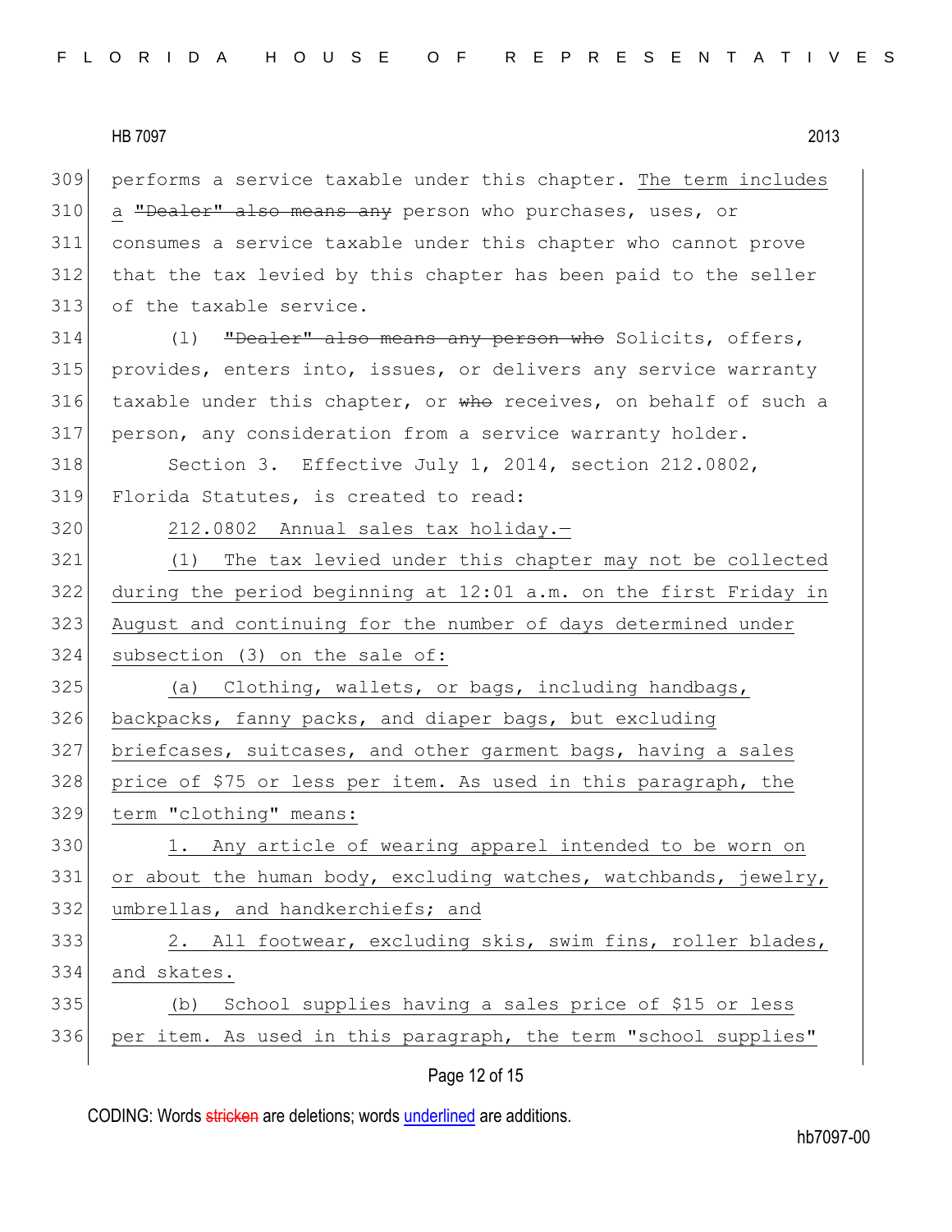performs a service taxable under this chapter. <u>The term includes a</u> ~~"Dealer" also means any~~ person who purchases, uses, or consumes a service taxable under this chapter who cannot prove that the tax levied by this chapter has been paid to the seller of the taxable service.

(l) ~~"Dealer" also means any person who~~ Solicits, offers, provides, enters into, issues, or delivers any service warranty taxable under this chapter, or ~~who~~ receives, on behalf of such a person, any consideration from a service warranty holder.

Section 3. Effective July 1, 2014, section 212.0802, Florida Statutes, is created to read:

<u>212.0802 Annual sales tax holiday.—</u>

<u>(1) The tax levied under this chapter may not be collected during the period beginning at 12:01 a.m. on the first Friday in August and continuing for the number of days determined under subsection (3) on the sale of:</u>

<u>(a) Clothing, wallets, or bags, including handbags, backpacks, fanny packs, and diaper bags, but excluding briefcases, suitcases, and other garment bags, having a sales price of $75 or less per item. As used in this paragraph, the term "clothing" means:</u>

<u>1. Any article of wearing apparel intended to be worn on or about the human body, excluding watches, watchbands, jewelry, umbrellas, and handkerchiefs; and</u>

<u>2. All footwear, excluding skis, swim fins, roller blades, and skates.</u>

<u>(b) School supplies having a sales price of $15 or less per item. As used in this paragraph, the term "school supplies"</u>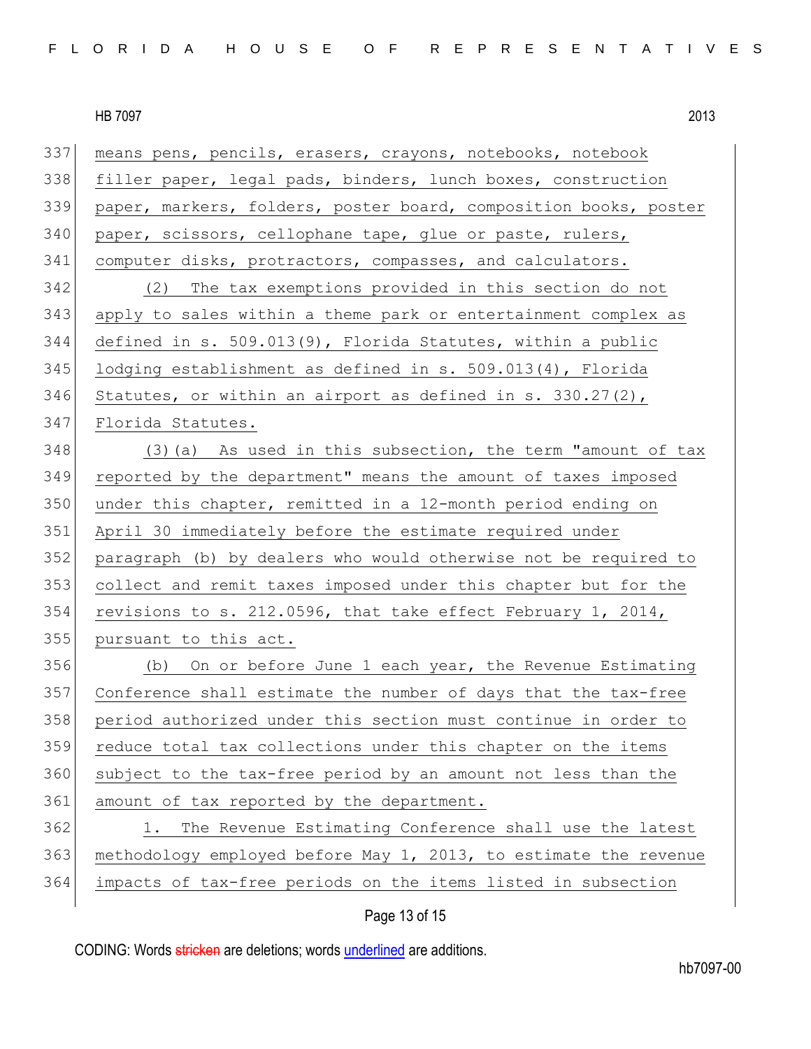means pens, pencils, erasers, crayons, notebooks, notebook filler paper, legal pads, binders, lunch boxes, construction paper, markers, folders, poster board, composition books, poster paper, scissors, cellophane tape, glue or paste, rulers, computer disks, protractors, compasses, and calculators.

(2) The tax exemptions provided in this section do not apply to sales within a theme park or entertainment complex as defined in s. 509.013(9), Florida Statutes, within a public lodging establishment as defined in s. 509.013(4), Florida Statutes, or within an airport as defined in s. 330.27(2), Florida Statutes.

(3)(a) As used in this subsection, the term "amount of tax reported by the department" means the amount of taxes imposed under this chapter, remitted in a 12-month period ending on April 30 immediately before the estimate required under paragraph (b) by dealers who would otherwise not be required to collect and remit taxes imposed under this chapter but for the revisions to s. 212.0596, that take effect February 1, 2014, pursuant to this act.

(b) On or before June 1 each year, the Revenue Estimating Conference shall estimate the number of days that the tax-free period authorized under this section must continue in order to reduce total tax collections under this chapter on the items subject to the tax-free period by an amount not less than the amount of tax reported by the department.

1. The Revenue Estimating Conference shall use the latest methodology employed before May 1, 2013, to estimate the revenue impacts of tax-free periods on the items listed in subsection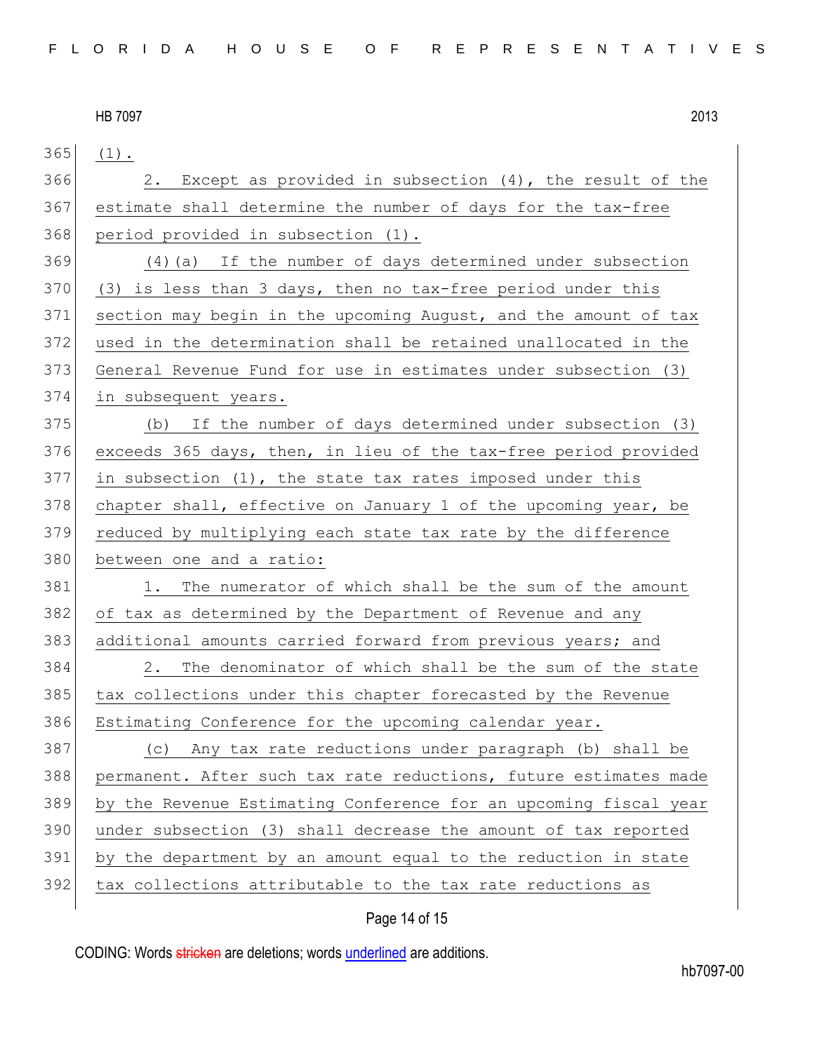(1).

2. Except as provided in subsection (4), the result of the estimate shall determine the number of days for the tax-free period provided in subsection (1).

(4)(a) If the number of days determined under subsection (3) is less than 3 days, then no tax-free period under this section may begin in the upcoming August, and the amount of tax used in the determination shall be retained unallocated in the General Revenue Fund for use in estimates under subsection (3) in subsequent years.

(b) If the number of days determined under subsection (3) exceeds 365 days, then, in lieu of the tax-free period provided in subsection (1), the state tax rates imposed under this chapter shall, effective on January 1 of the upcoming year, be reduced by multiplying each state tax rate by the difference between one and a ratio:

1. The numerator of which shall be the sum of the amount of tax as determined by the Department of Revenue and any additional amounts carried forward from previous years; and

2. The denominator of which shall be the sum of the state tax collections under this chapter forecasted by the Revenue Estimating Conference for the upcoming calendar year.

(c) Any tax rate reductions under paragraph (b) shall be permanent. After such tax rate reductions, future estimates made by the Revenue Estimating Conference for an upcoming fiscal year under subsection (3) shall decrease the amount of tax reported by the department by an amount equal to the reduction in state tax collections attributable to the tax rate reductions as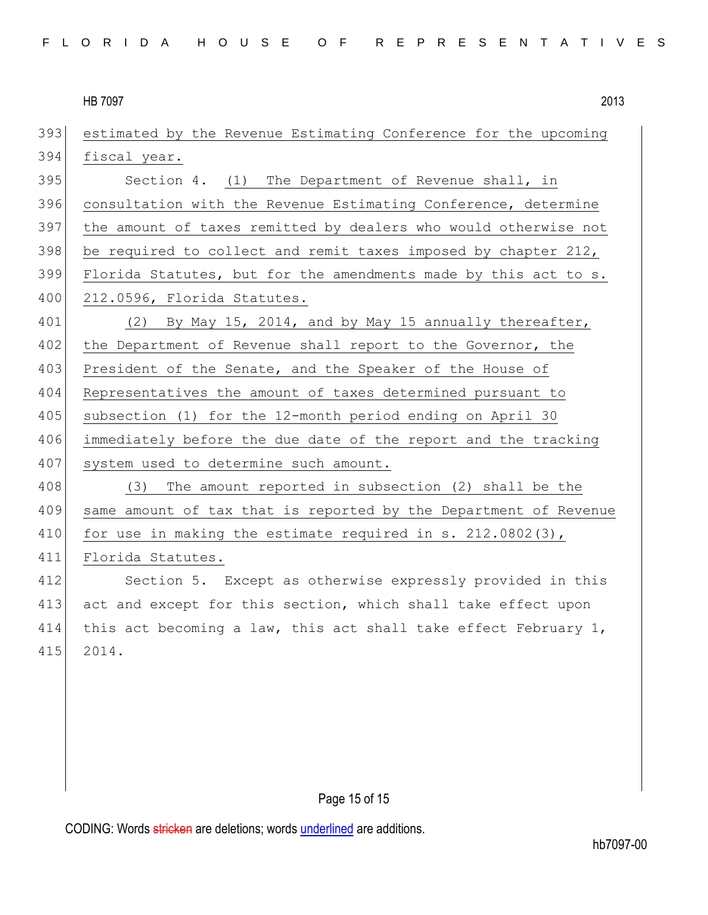estimated by the Revenue Estimating Conference for the upcoming fiscal year.

Section 4. (1) The Department of Revenue shall, in consultation with the Revenue Estimating Conference, determine the amount of taxes remitted by dealers who would otherwise not be required to collect and remit taxes imposed by chapter 212, Florida Statutes, but for the amendments made by this act to s. 212.0596, Florida Statutes.

(2) By May 15, 2014, and by May 15 annually thereafter, the Department of Revenue shall report to the Governor, the President of the Senate, and the Speaker of the House of Representatives the amount of taxes determined pursuant to subsection (1) for the 12-month period ending on April 30 immediately before the due date of the report and the tracking system used to determine such amount.

(3) The amount reported in subsection (2) shall be the same amount of tax that is reported by the Department of Revenue for use in making the estimate required in s. 212.0802(3), Florida Statutes.

Section 5. Except as otherwise expressly provided in this act and except for this section, which shall take effect upon this act becoming a law, this act shall take effect February 1, 2014.